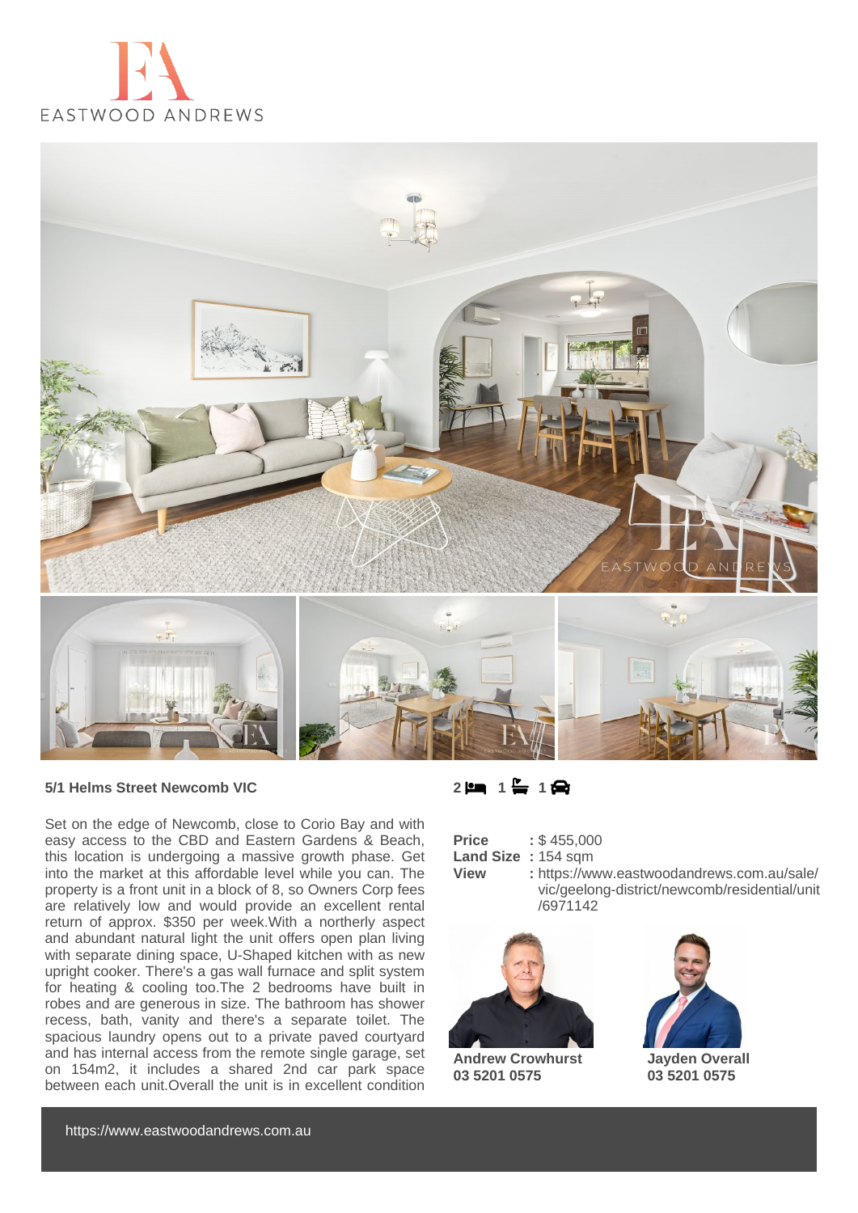EASTWOOD ANDREWS

**5/1 Helms Street Newcomb VIC**

2 bed 1 bath 1 car

Set on the edge of Newcomb, close to Corio Bay and with easy access to the CBD and Eastern Gardens & Beach, this location is undergoing a massive growth phase. Get into the market at this affordable level while you can. The property is a front unit in a block of 8, so Owners Corp fees are relatively low and would provide an excellent rental return of approx. $350 per week.With a northerly aspect and abundant natural light the unit offers open plan living with separate dining space, U-Shaped kitchen with as new upright cooker. There's a gas wall furnace and split system for heating & cooling too.The 2 bedrooms have built in robes and are generous in size. The bathroom has shower recess, bath, vanity and there's a separate toilet. The spacious laundry opens out to a private paved courtyard and has internal access from the remote single garage, set on 154m2, it includes a shared 2nd car park space between each unit.Overall the unit is in excellent condition

**Price** : $ 455,000
**Land Size** : 154 sqm
**View** : https://www.eastwoodandrews.com.au/sale/vic/geelong-district/newcomb/residential/unit/6971142

**Andrew Crowhurst**
**03 5201 0575**

**Jayden Overall**
**03 5201 0575**

https://www.eastwoodandrews.com.au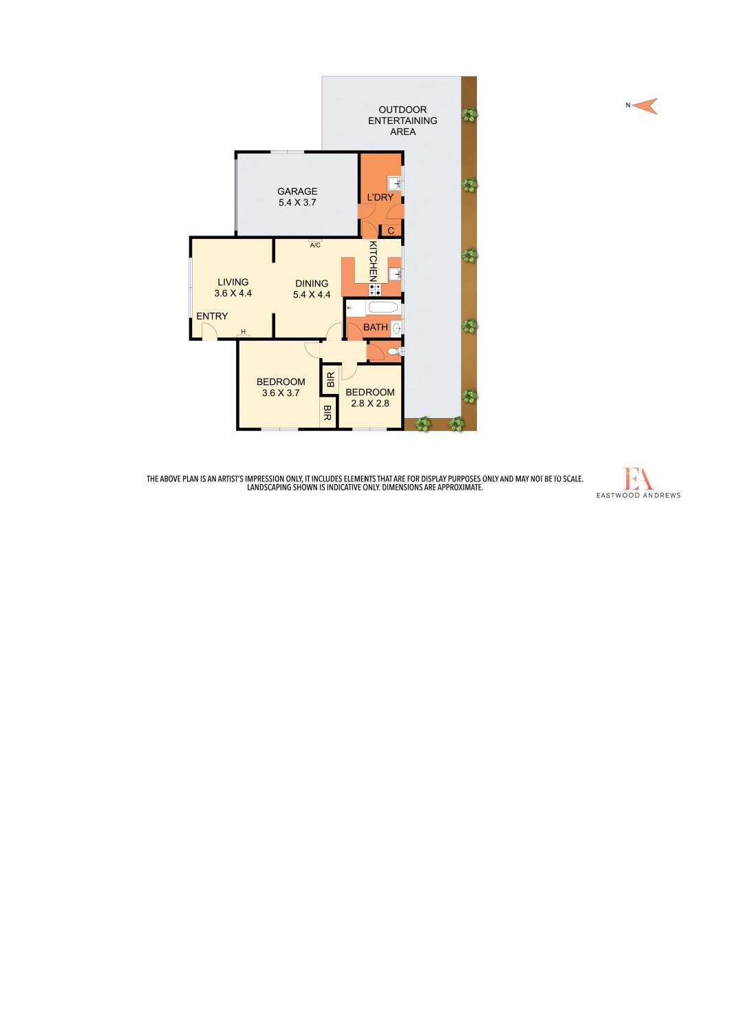OUTDOOR ENTERTAINING AREA

GARAGE
5.4 X 3.7

L'DRY

C

A/C

KITCHEN

LIVING
3.6 X 4.4

DINING
5.4 X 4.4

ENTRY

H

BATH

BEDROOM
3.6 X 3.7

BIR

BIR

BEDROOM
2.8 X 2.8

N

THE ABOVE PLAN IS AN ARTIST'S IMPRESSION ONLY, IT INCLUDES ELEMENTS THAT ARE FOR DISPLAY PURPOSES ONLY AND MAY NOT BE TO SCALE.
LANDSCAPING SHOWN IS INDICATIVE ONLY. DIMENSIONS ARE APPROXIMATE.

EA
EASTWOOD ANDREWS